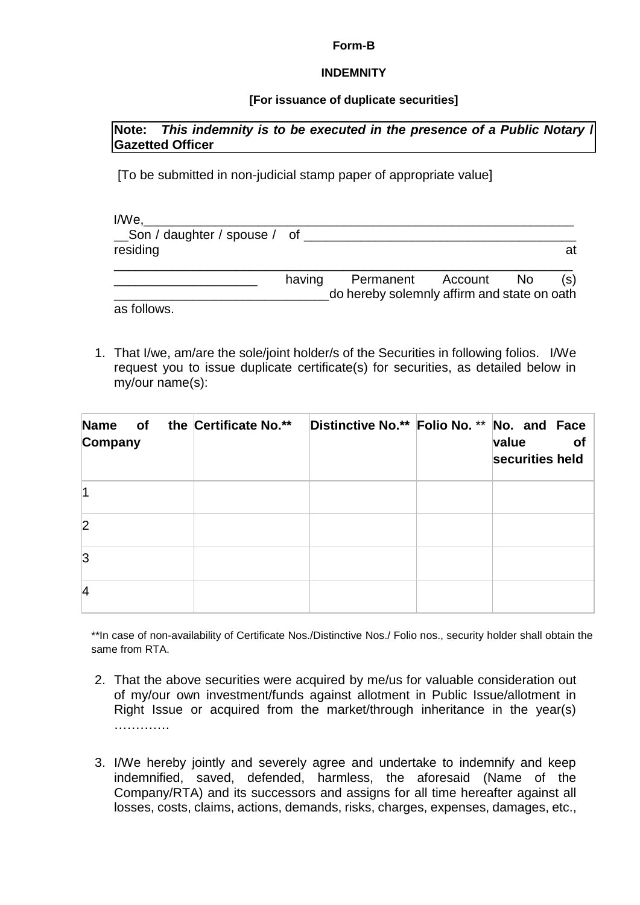**Form-B**

**INDEMNITY**

**[For issuance of duplicate securities]**

**Note:** ***This indemnity is to be executed in the presence of a Public Notary / Gazetted Officer***

[To be submitted in non-judicial stamp paper of appropriate value]

I/We,_______________________________________________________________
__Son / daughter / spouse / of ______________________________________
residing at
_______________________________________________________________
___________________ having Permanent Account No (s)
_____________________________do hereby solemnly affirm and state on oath as follows.

1. That I/we, am/are the sole/joint holder/s of the Securities in following folios. I/We request you to issue duplicate certificate(s) for securities, as detailed below in my/our name(s):

| **Name of the Company** | **Certificate No.**** | **Distinctive No.**** | **Folio No.** ** | **No. and Face value of securities held** |
|---|---|---|---|---|
| 1 | | | | |
| 2 | | | | |
| 3 | | | | |
| 4 | | | | |

**In case of non-availability of Certificate Nos./Distinctive Nos./ Folio nos., security holder shall obtain the same from RTA.

2. That the above securities were acquired by me/us for valuable consideration out of my/our own investment/funds against allotment in Public Issue/allotment in Right Issue or acquired from the market/through inheritance in the year(s) ………….

3. I/We hereby jointly and severely agree and undertake to indemnify and keep indemnified, saved, defended, harmless, the aforesaid (Name of the Company/RTA) and its successors and assigns for all time hereafter against all losses, costs, claims, actions, demands, risks, charges, expenses, damages, etc.,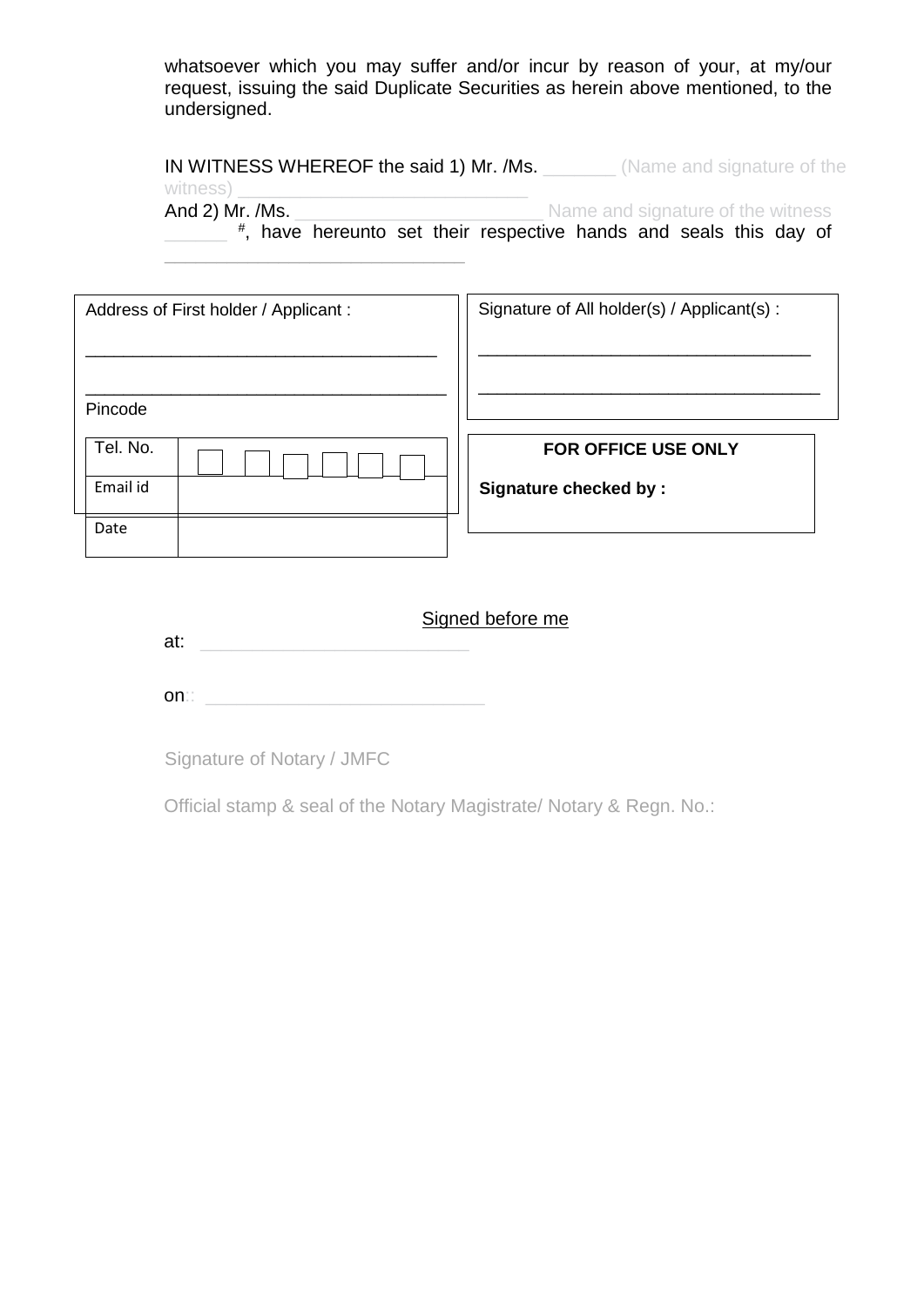whatsoever which you may suffer and/or incur by reason of your, at my/our request, issuing the said Duplicate Securities as herein above mentioned, to the undersigned.

IN WITNESS WHEREOF the said 1) Mr. /Ms. _______ (Name and signature of the witness) ____________________________
And 2) Mr. /Ms. ________________________ Name and signature of the witness ______ #, have hereunto set their respective hands and seals this day of ____________________________

| | |
|---|---|
| Address of First holder / Applicant :<br>___________________________________<br>___________________________________<br>Pincode | Signature of All holder(s) / Applicant(s) :<br>_________________________________<br>_________________________________ |

| | |
|---|---|
| Tel. No. | |
| Email id | |
| Date | |

| |
|---|
| **FOR OFFICE USE ONLY** |
| **Signature checked by :** |

Signed before me

at: ________________________

on:: ________________________

Signature of Notary / JMFC

Official stamp & seal of the Notary Magistrate/ Notary & Regn. No.: